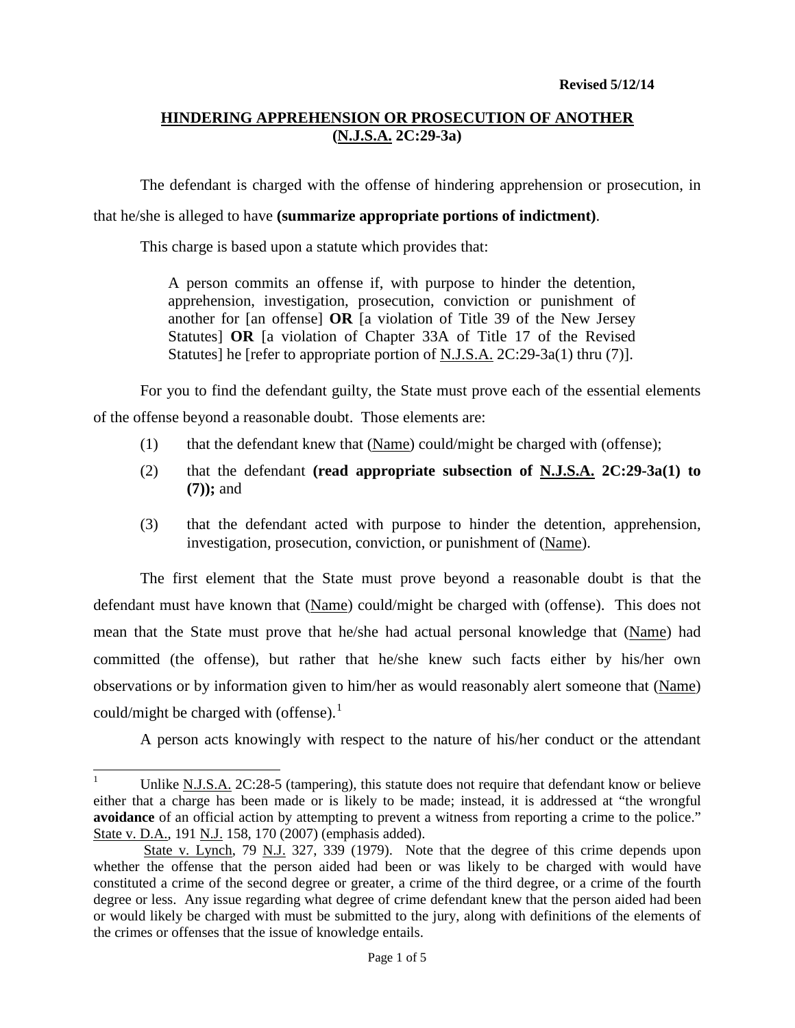**Revised 5/12/14**

## HINDERING APPREHENSION OR PROSECUTION OF ANOTHER (N.J.S.A. 2C:29-3a)

The defendant is charged with the offense of hindering apprehension or prosecution, in that he/she is alleged to have **(summarize appropriate portions of indictment)**.

This charge is based upon a statute which provides that:

> A person commits an offense if, with purpose to hinder the detention, apprehension, investigation, prosecution, conviction or punishment of another for [an offense] **OR** [a violation of Title 39 of the New Jersey Statutes] **OR** [a violation of Chapter 33A of Title 17 of the Revised Statutes] he [refer to appropriate portion of N.J.S.A. 2C:29-3a(1) thru (7)].

For you to find the defendant guilty, the State must prove each of the essential elements of the offense beyond a reasonable doubt. Those elements are:

(1) that the defendant knew that (Name) could/might be charged with (offense);

(2) that the defendant **(read appropriate subsection of N.J.S.A. 2C:29-3a(1) to (7));** and

(3) that the defendant acted with purpose to hinder the detention, apprehension, investigation, prosecution, conviction, or punishment of (Name).

The first element that the State must prove beyond a reasonable doubt is that the defendant must have known that (Name) could/might be charged with (offense). This does not mean that the State must prove that he/she had actual personal knowledge that (Name) had committed (the offense), but rather that he/she knew such facts either by his/her own observations or by information given to him/her as would reasonably alert someone that (Name) could/might be charged with (offense).[1]

A person acts knowingly with respect to the nature of his/her conduct or the attendant

---

[1] Unlike N.J.S.A. 2C:28-5 (tampering), this statute does not require that defendant know or believe either that a charge has been made or is likely to be made; instead, it is addressed at "the wrongful **avoidance** of an official action by attempting to prevent a witness from reporting a crime to the police." State v. D.A., 191 N.J. 158, 170 (2007) (emphasis added).

State v. Lynch, 79 N.J. 327, 339 (1979). Note that the degree of this crime depends upon whether the offense that the person aided had been or was likely to be charged with would have constituted a crime of the second degree or greater, a crime of the third degree, or a crime of the fourth degree or less. Any issue regarding what degree of crime defendant knew that the person aided had been or would likely be charged with must be submitted to the jury, along with definitions of the elements of the crimes or offenses that the issue of knowledge entails.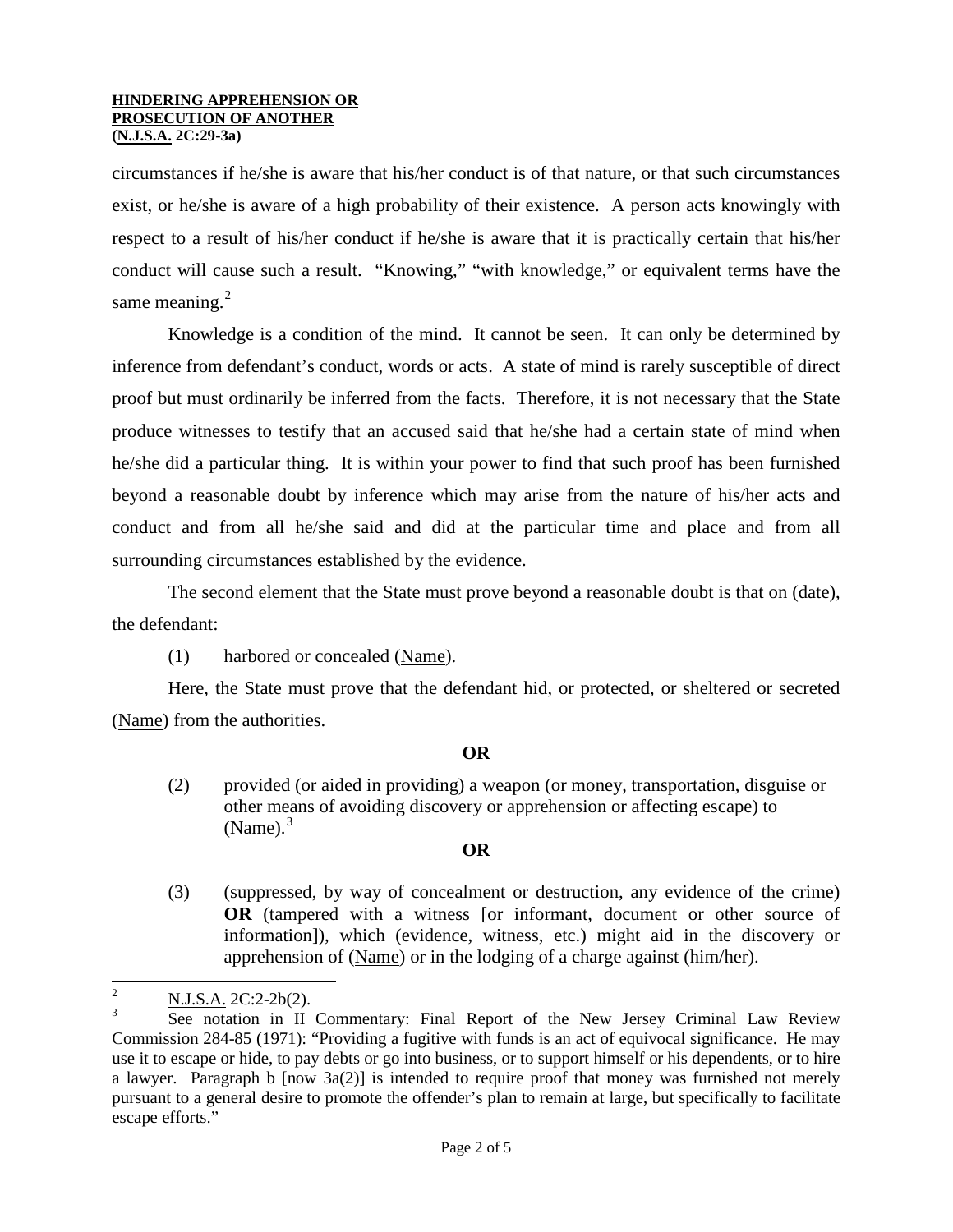circumstances if he/she is aware that his/her conduct is of that nature, or that such circumstances exist, or he/she is aware of a high probability of their existence. A person acts knowingly with respect to a result of his/her conduct if he/she is aware that it is practically certain that his/her conduct will cause such a result. "Knowing," "with knowledge," or equivalent terms have the same meaning.[2]

Knowledge is a condition of the mind. It cannot be seen. It can only be determined by inference from defendant's conduct, words or acts. A state of mind is rarely susceptible of direct proof but must ordinarily be inferred from the facts. Therefore, it is not necessary that the State produce witnesses to testify that an accused said that he/she had a certain state of mind when he/she did a particular thing. It is within your power to find that such proof has been furnished beyond a reasonable doubt by inference which may arise from the nature of his/her acts and conduct and from all he/she said and did at the particular time and place and from all surrounding circumstances established by the evidence.

The second element that the State must prove beyond a reasonable doubt is that on (date), the defendant:

(1) harbored or concealed (Name).

Here, the State must prove that the defendant hid, or protected, or sheltered or secreted (Name) from the authorities.

**OR**

(2) provided (or aided in providing) a weapon (or money, transportation, disguise or other means of avoiding discovery or apprehension or affecting escape) to (Name).[3]

**OR**

(3) (suppressed, by way of concealment or destruction, any evidence of the crime) **OR** (tampered with a witness [or informant, document or other source of information]), which (evidence, witness, etc.) might aid in the discovery or apprehension of (Name) or in the lodging of a charge against (him/her).

---

[2] N.J.S.A. 2C:2-2b(2).

[3] See notation in II Commentary: Final Report of the New Jersey Criminal Law Review Commission 284-85 (1971): "Providing a fugitive with funds is an act of equivocal significance. He may use it to escape or hide, to pay debts or go into business, or to support himself or his dependents, or to hire a lawyer. Paragraph b [now 3a(2)] is intended to require proof that money was furnished not merely pursuant to a general desire to promote the offender's plan to remain at large, but specifically to facilitate escape efforts."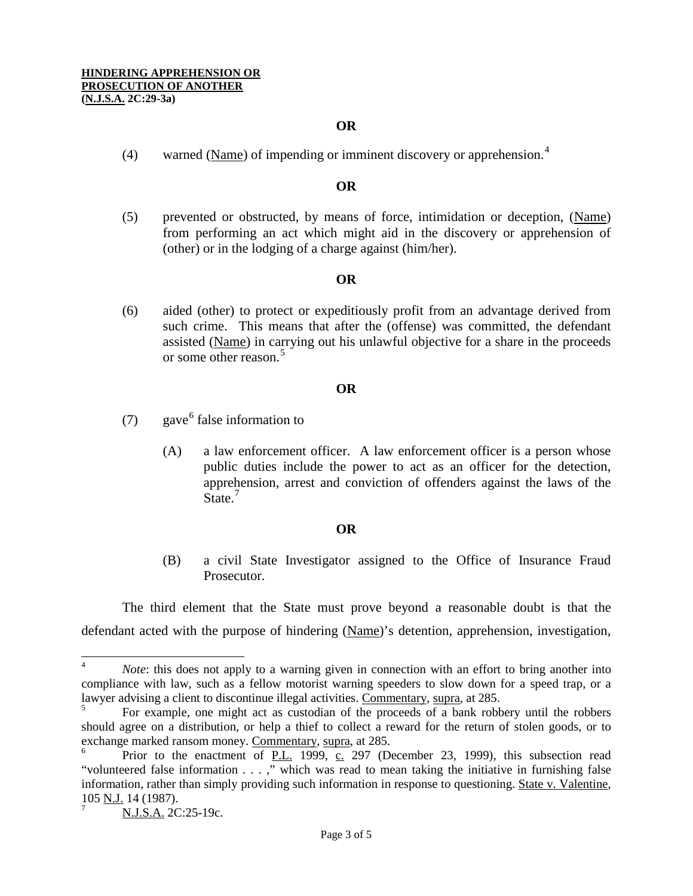**OR**

(4) warned (Name) of impending or imminent discovery or apprehension.[4]

**OR**

(5) prevented or obstructed, by means of force, intimidation or deception, (Name) from performing an act which might aid in the discovery or apprehension of (other) or in the lodging of a charge against (him/her).

**OR**

(6) aided (other) to protect or expeditiously profit from an advantage derived from such crime. This means that after the (offense) was committed, the defendant assisted (Name) in carrying out his unlawful objective for a share in the proceeds or some other reason.[5]

**OR**

(7) gave[6] false information to

(A) a law enforcement officer. A law enforcement officer is a person whose public duties include the power to act as an officer for the detection, apprehension, arrest and conviction of offenders against the laws of the State.[7]

**OR**

(B) a civil State Investigator assigned to the Office of Insurance Fraud Prosecutor.

The third element that the State must prove beyond a reasonable doubt is that the defendant acted with the purpose of hindering (Name)'s detention, apprehension, investigation,

---

[4] *Note*: this does not apply to a warning given in connection with an effort to bring another into compliance with law, such as a fellow motorist warning speeders to slow down for a speed trap, or a lawyer advising a client to discontinue illegal activities. Commentary, supra, at 285.

[5] For example, one might act as custodian of the proceeds of a bank robbery until the robbers should agree on a distribution, or help a thief to collect a reward for the return of stolen goods, or to exchange marked ransom money. Commentary, supra, at 285.

[6] Prior to the enactment of P.L. 1999, c. 297 (December 23, 1999), this subsection read "volunteered false information . . . ," which was read to mean taking the initiative in furnishing false information, rather than simply providing such information in response to questioning. State v. Valentine, 105 N.J. 14 (1987).

[7] N.J.S.A. 2C:25-19c.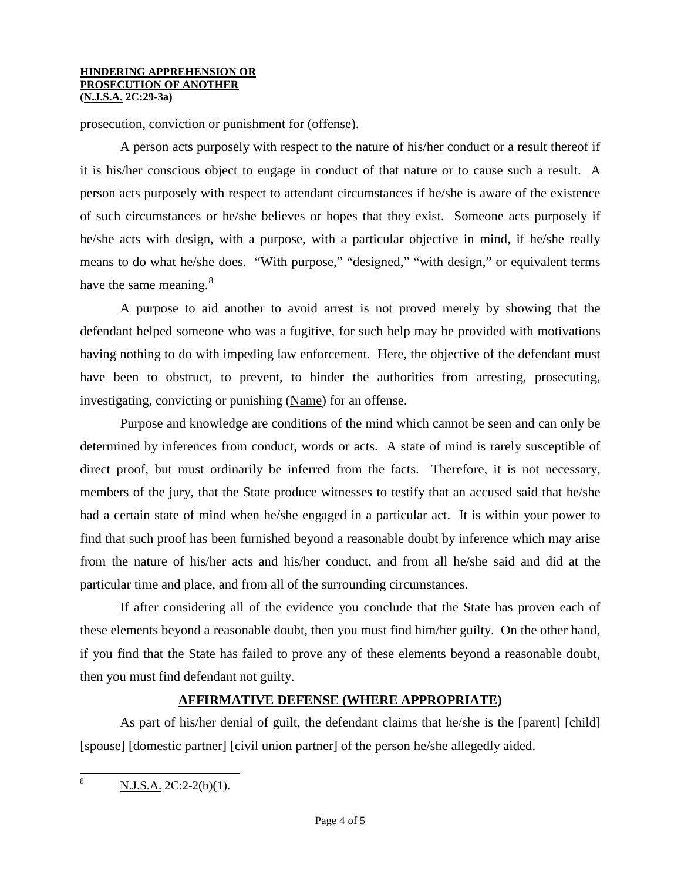prosecution, conviction or punishment for (offense).

A person acts purposely with respect to the nature of his/her conduct or a result thereof if it is his/her conscious object to engage in conduct of that nature or to cause such a result. A person acts purposely with respect to attendant circumstances if he/she is aware of the existence of such circumstances or he/she believes or hopes that they exist. Someone acts purposely if he/she acts with design, with a purpose, with a particular objective in mind, if he/she really means to do what he/she does. "With purpose," "designed," "with design," or equivalent terms have the same meaning.[8]

A purpose to aid another to avoid arrest is not proved merely by showing that the defendant helped someone who was a fugitive, for such help may be provided with motivations having nothing to do with impeding law enforcement. Here, the objective of the defendant must have been to obstruct, to prevent, to hinder the authorities from arresting, prosecuting, investigating, convicting or punishing (Name) for an offense.

Purpose and knowledge are conditions of the mind which cannot be seen and can only be determined by inferences from conduct, words or acts. A state of mind is rarely susceptible of direct proof, but must ordinarily be inferred from the facts. Therefore, it is not necessary, members of the jury, that the State produce witnesses to testify that an accused said that he/she had a certain state of mind when he/she engaged in a particular act. It is within your power to find that such proof has been furnished beyond a reasonable doubt by inference which may arise from the nature of his/her acts and his/her conduct, and from all he/she said and did at the particular time and place, and from all of the surrounding circumstances.

If after considering all of the evidence you conclude that the State has proven each of these elements beyond a reasonable doubt, then you must find him/her guilty. On the other hand, if you find that the State has failed to prove any of these elements beyond a reasonable doubt, then you must find defendant not guilty.

## AFFIRMATIVE DEFENSE (WHERE APPROPRIATE)

As part of his/her denial of guilt, the defendant claims that he/she is the [parent] [child] [spouse] [domestic partner] [civil union partner] of the person he/she allegedly aided.

---

[8] N.J.S.A. 2C:2-2(b)(1).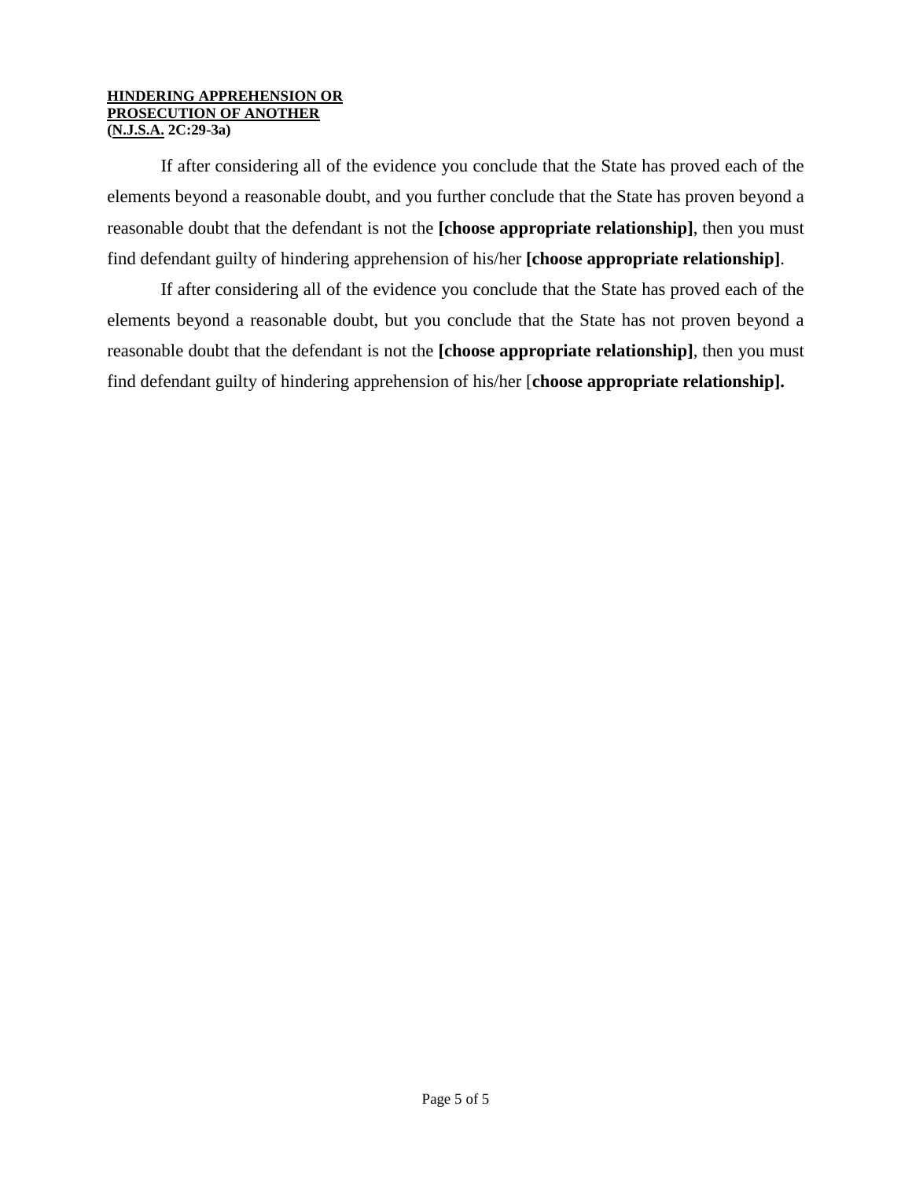If after considering all of the evidence you conclude that the State has proved each of the elements beyond a reasonable doubt, and you further conclude that the State has proven beyond a reasonable doubt that the defendant is not the **[choose appropriate relationship]**, then you must find defendant guilty of hindering apprehension of his/her **[choose appropriate relationship]**.

If after considering all of the evidence you conclude that the State has proved each of the elements beyond a reasonable doubt, but you conclude that the State has not proven beyond a reasonable doubt that the defendant is not the **[choose appropriate relationship]**, then you must find defendant guilty of hindering apprehension of his/her [**choose appropriate relationship].**